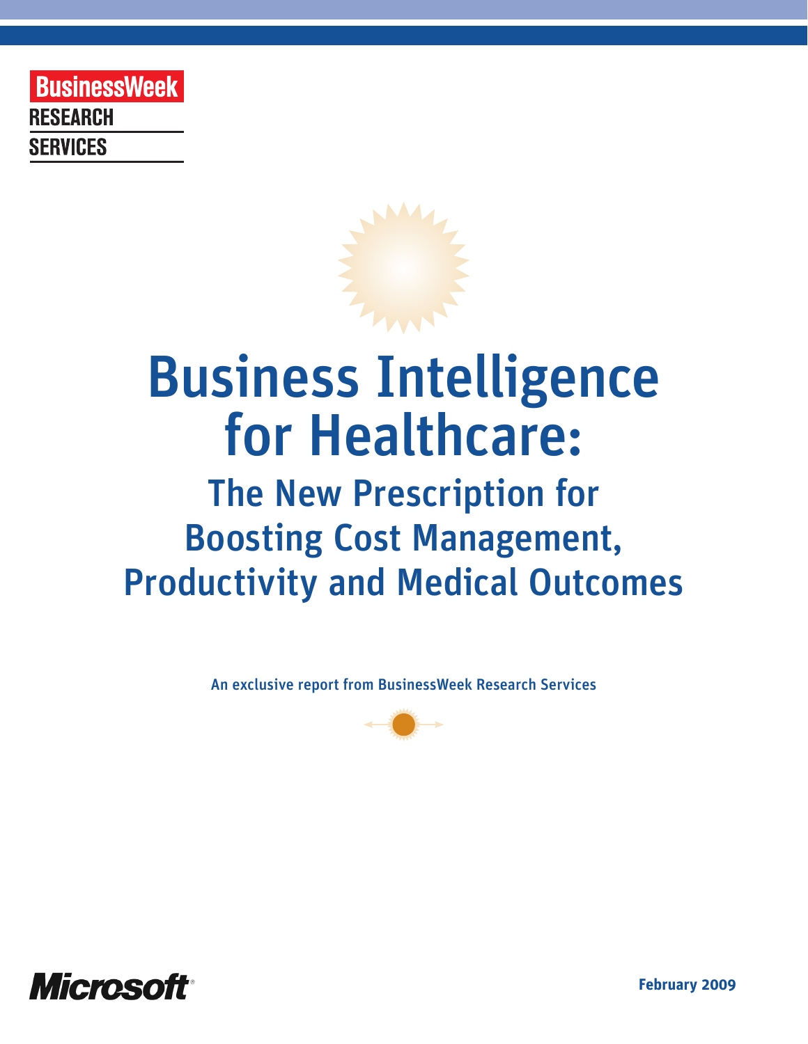BusinessWeek
RESEARCH
SERVICES

# Business Intelligence for Healthcare:

## The New Prescription for Boosting Cost Management, Productivity and Medical Outcomes

An exclusive report from BusinessWeek Research Services

Microsoft

February 2009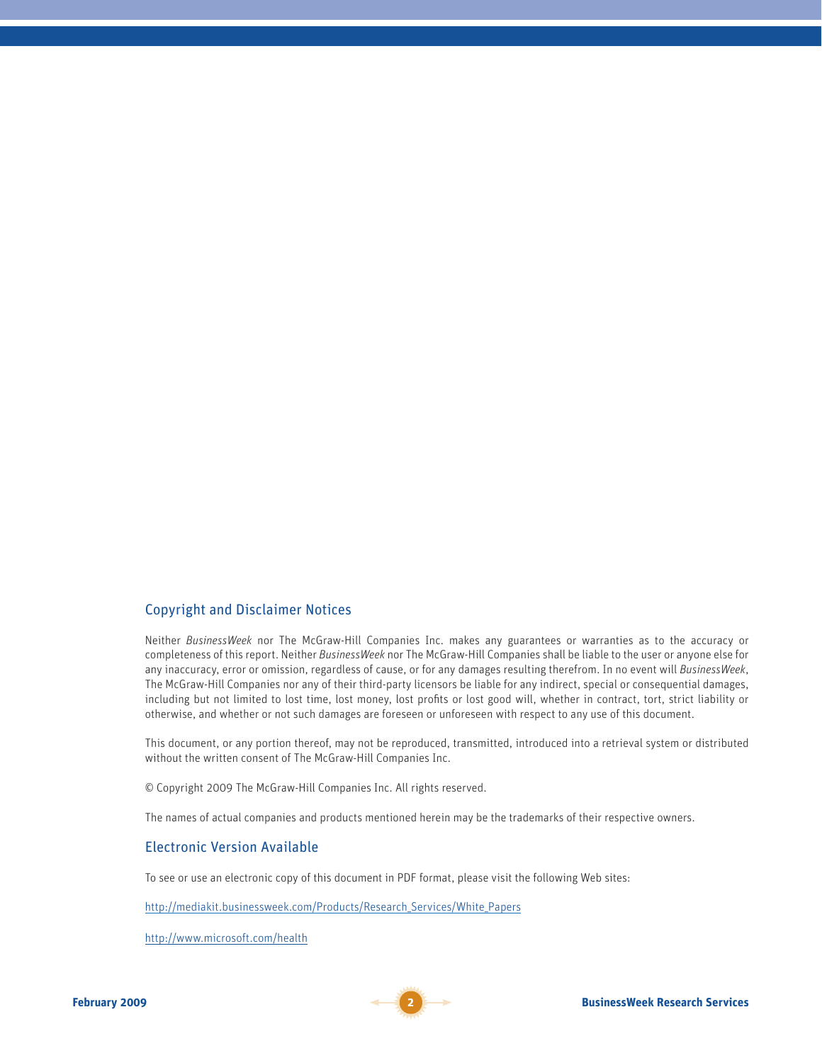## Copyright and Disclaimer Notices

Neither *BusinessWeek* nor The McGraw-Hill Companies Inc. makes any guarantees or warranties as to the accuracy or completeness of this report. Neither *BusinessWeek* nor The McGraw-Hill Companies shall be liable to the user or anyone else for any inaccuracy, error or omission, regardless of cause, or for any damages resulting therefrom. In no event will *BusinessWeek*, The McGraw-Hill Companies nor any of their third-party licensors be liable for any indirect, special or consequential damages, including but not limited to lost time, lost money, lost profits or lost good will, whether in contract, tort, strict liability or otherwise, and whether or not such damages are foreseen or unforeseen with respect to any use of this document.

This document, or any portion thereof, may not be reproduced, transmitted, introduced into a retrieval system or distributed without the written consent of The McGraw-Hill Companies Inc.

© Copyright 2009 The McGraw-Hill Companies Inc. All rights reserved.

The names of actual companies and products mentioned herein may be the trademarks of their respective owners.

## Electronic Version Available

To see or use an electronic copy of this document in PDF format, please visit the following Web sites:

http://mediakit.businessweek.com/Products/Research_Services/White_Papers

http://www.microsoft.com/health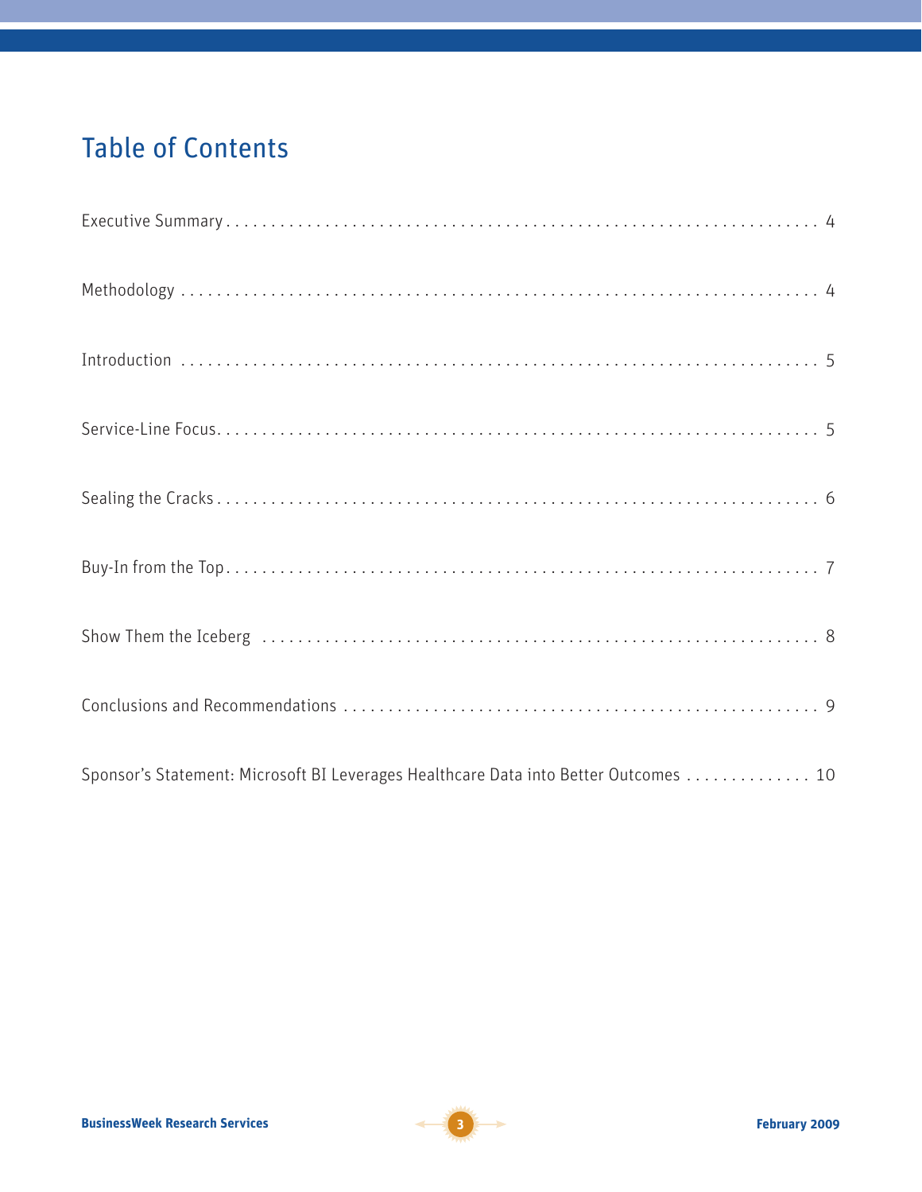# Table of Contents

Executive Summary . . . . . . . . . . . . . . . . . . . . . . . . . . . . . . . . . . . . . . . . . . . . . . . . . . . . . . . . . . . 4

Methodology . . . . . . . . . . . . . . . . . . . . . . . . . . . . . . . . . . . . . . . . . . . . . . . . . . . . . . . . . . . . 4

Introduction . . . . . . . . . . . . . . . . . . . . . . . . . . . . . . . . . . . . . . . . . . . . . . . . . . . . . . . . . . . . 5

Service-Line Focus . . . . . . . . . . . . . . . . . . . . . . . . . . . . . . . . . . . . . . . . . . . . . . . . . . . . . . . . . 5

Sealing the Cracks . . . . . . . . . . . . . . . . . . . . . . . . . . . . . . . . . . . . . . . . . . . . . . . . . . . . . . . . 6

Buy-In from the Top . . . . . . . . . . . . . . . . . . . . . . . . . . . . . . . . . . . . . . . . . . . . . . . . . . . . . . . 7

Show Them the Iceberg . . . . . . . . . . . . . . . . . . . . . . . . . . . . . . . . . . . . . . . . . . . . . . . . . . . . 8

Conclusions and Recommendations . . . . . . . . . . . . . . . . . . . . . . . . . . . . . . . . . . . . . . . . . . . 9

Sponsor's Statement: Microsoft BI Leverages Healthcare Data into Better Outcomes . . . . . . . . . . . . . . 10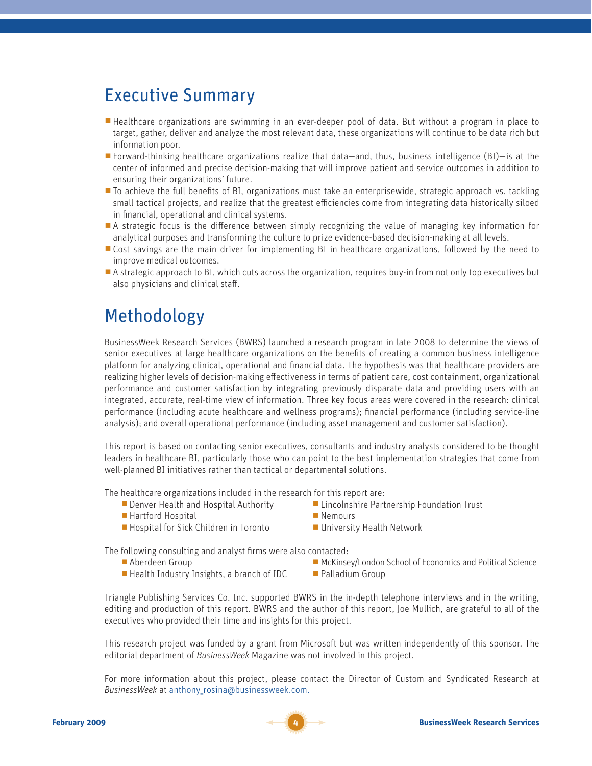## Executive Summary

- Healthcare organizations are swimming in an ever-deeper pool of data. But without a program in place to target, gather, deliver and analyze the most relevant data, these organizations will continue to be data rich but information poor.
- Forward-thinking healthcare organizations realize that data—and, thus, business intelligence (BI)—is at the center of informed and precise decision-making that will improve patient and service outcomes in addition to ensuring their organizations' future.
- To achieve the full benefits of BI, organizations must take an enterprisewide, strategic approach vs. tackling small tactical projects, and realize that the greatest efficiencies come from integrating data historically siloed in financial, operational and clinical systems.
- A strategic focus is the difference between simply recognizing the value of managing key information for analytical purposes and transforming the culture to prize evidence-based decision-making at all levels.
- Cost savings are the main driver for implementing BI in healthcare organizations, followed by the need to improve medical outcomes.
- A strategic approach to BI, which cuts across the organization, requires buy-in from not only top executives but also physicians and clinical staff.

## Methodology

BusinessWeek Research Services (BWRS) launched a research program in late 2008 to determine the views of senior executives at large healthcare organizations on the benefits of creating a common business intelligence platform for analyzing clinical, operational and financial data. The hypothesis was that healthcare providers are realizing higher levels of decision-making effectiveness in terms of patient care, cost containment, organizational performance and customer satisfaction by integrating previously disparate data and providing users with an integrated, accurate, real-time view of information. Three key focus areas were covered in the research: clinical performance (including acute healthcare and wellness programs); financial performance (including service-line analysis); and overall operational performance (including asset management and customer satisfaction).

This report is based on contacting senior executives, consultants and industry analysts considered to be thought leaders in healthcare BI, particularly those who can point to the best implementation strategies that come from well-planned BI initiatives rather than tactical or departmental solutions.

The healthcare organizations included in the research for this report are:

- Denver Health and Hospital Authority
- Hartford Hospital
- Hospital for Sick Children in Toronto
- Lincolnshire Partnership Foundation Trust
- Nemours
- University Health Network

The following consulting and analyst firms were also contacted:

- Aberdeen Group
- Health Industry Insights, a branch of IDC
- McKinsey/London School of Economics and Political Science
- Palladium Group

Triangle Publishing Services Co. Inc. supported BWRS in the in-depth telephone interviews and in the writing, editing and production of this report. BWRS and the author of this report, Joe Mullich, are grateful to all of the executives who provided their time and insights for this project.

This research project was funded by a grant from Microsoft but was written independently of this sponsor. The editorial department of *BusinessWeek* Magazine was not involved in this project.

For more information about this project, please contact the Director of Custom and Syndicated Research at *BusinessWeek* at anthony_rosina@businessweek.com.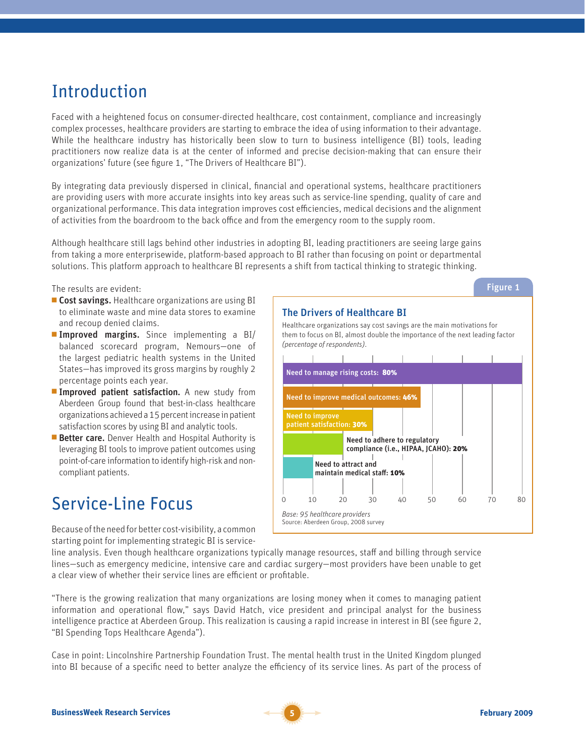# Introduction

Faced with a heightened focus on consumer-directed healthcare, cost containment, compliance and increasingly complex processes, healthcare providers are starting to embrace the idea of using information to their advantage. While the healthcare industry has historically been slow to turn to business intelligence (BI) tools, leading practitioners now realize data is at the center of informed and precise decision-making that can ensure their organizations' future (see figure 1, "The Drivers of Healthcare BI").

By integrating data previously dispersed in clinical, financial and operational systems, healthcare practitioners are providing users with more accurate insights into key areas such as service-line spending, quality of care and organizational performance. This data integration improves cost efficiencies, medical decisions and the alignment of activities from the boardroom to the back office and from the emergency room to the supply room.

Although healthcare still lags behind other industries in adopting BI, leading practitioners are seeing large gains from taking a more enterprisewide, platform-based approach to BI rather than focusing on point or departmental solutions. This platform approach to healthcare BI represents a shift from tactical thinking to strategic thinking.

The results are evident:

- **Cost savings.** Healthcare organizations are using BI to eliminate waste and mine data stores to examine and recoup denied claims.
- **Improved margins.** Since implementing a BI/balanced scorecard program, Nemours—one of the largest pediatric health systems in the United States—has improved its gross margins by roughly 2 percentage points each year.
- **Improved patient satisfaction.** A new study from Aberdeen Group found that best-in-class healthcare organizations achieved a 15 percent increase in patient satisfaction scores by using BI and analytic tools.
- **Better care.** Denver Health and Hospital Authority is leveraging BI tools to improve patient outcomes using point-of-care information to identify high-risk and non-compliant patients.

**Figure 1**

### The Drivers of Healthcare BI

Healthcare organizations say cost savings are the main motivations for them to focus on BI, almost double the importance of the next leading factor *(percentage of respondents)*.

| Driver | Percentage |
|---|---|
| Need to manage rising costs | 80% |
| Need to improve medical outcomes | 46% |
| Need to improve patient satisfaction | 30% |
| Need to adhere to regulatory compliance (i.e., HIPAA, JCAHO) | 20% |
| Need to attract and maintain medical staff | 10% |

*Base: 95 healthcare providers*
Source: Aberdeen Group, 2008 survey

# Service-Line Focus

Because of the need for better cost-visibility, a common starting point for implementing strategic BI is service-line analysis. Even though healthcare organizations typically manage resources, staff and billing through service lines—such as emergency medicine, intensive care and cardiac surgery—most providers have been unable to get a clear view of whether their service lines are efficient or profitable.

"There is the growing realization that many organizations are losing money when it comes to managing patient information and operational flow," says David Hatch, vice president and principal analyst for the business intelligence practice at Aberdeen Group. This realization is causing a rapid increase in interest in BI (see figure 2, "BI Spending Tops Healthcare Agenda").

Case in point: Lincolnshire Partnership Foundation Trust. The mental health trust in the United Kingdom plunged into BI because of a specific need to better analyze the efficiency of its service lines. As part of the process of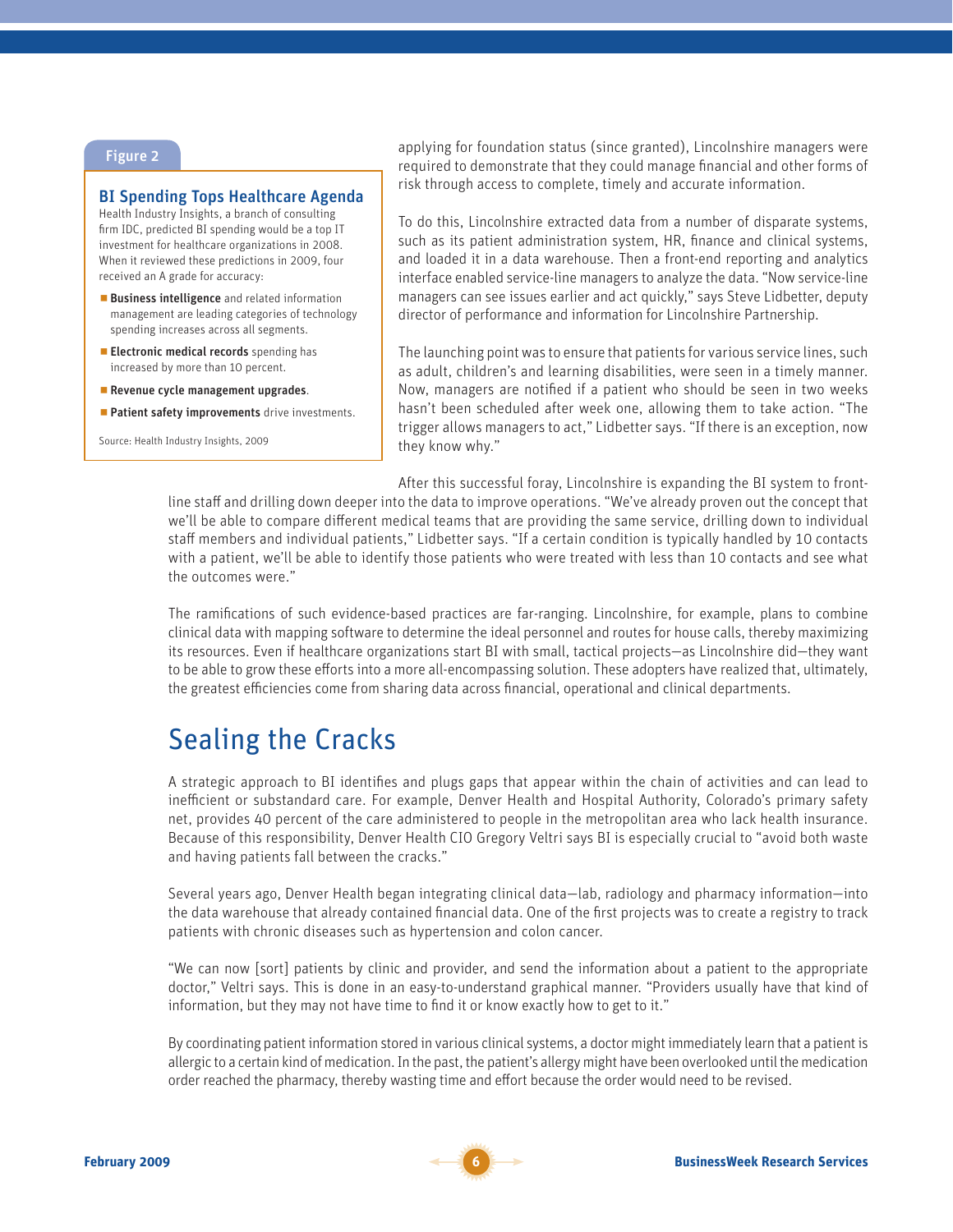applying for foundation status (since granted), Lincolnshire managers were required to demonstrate that they could manage financial and other forms of risk through access to complete, timely and accurate information.

To do this, Lincolnshire extracted data from a number of disparate systems, such as its patient administration system, HR, finance and clinical systems, and loaded it in a data warehouse. Then a front-end reporting and analytics interface enabled service-line managers to analyze the data. "Now service-line managers can see issues earlier and act quickly," says Steve Lidbetter, deputy director of performance and information for Lincolnshire Partnership.

The launching point was to ensure that patients for various service lines, such as adult, children's and learning disabilities, were seen in a timely manner. Now, managers are notified if a patient who should be seen in two weeks hasn't been scheduled after week one, allowing them to take action. "The trigger allows managers to act," Lidbetter says. "If there is an exception, now they know why."

Figure 2

**BI Spending Tops Healthcare Agenda**

Health Industry Insights, a branch of consulting firm IDC, predicted BI spending would be a top IT investment for healthcare organizations in 2008. When it reviewed these predictions in 2009, four received an A grade for accuracy:

- **Business intelligence** and related information management are leading categories of technology spending increases across all segments.
- **Electronic medical records** spending has increased by more than 10 percent.
- **Revenue cycle management upgrades**.
- **Patient safety improvements** drive investments.

Source: Health Industry Insights, 2009

After this successful foray, Lincolnshire is expanding the BI system to front-line staff and drilling down deeper into the data to improve operations. "We've already proven out the concept that we'll be able to compare different medical teams that are providing the same service, drilling down to individual staff members and individual patients," Lidbetter says. "If a certain condition is typically handled by 10 contacts with a patient, we'll be able to identify those patients who were treated with less than 10 contacts and see what the outcomes were."

The ramifications of such evidence-based practices are far-ranging. Lincolnshire, for example, plans to combine clinical data with mapping software to determine the ideal personnel and routes for house calls, thereby maximizing its resources. Even if healthcare organizations start BI with small, tactical projects—as Lincolnshire did—they want to be able to grow these efforts into a more all-encompassing solution. These adopters have realized that, ultimately, the greatest efficiencies come from sharing data across financial, operational and clinical departments.

## Sealing the Cracks

A strategic approach to BI identifies and plugs gaps that appear within the chain of activities and can lead to inefficient or substandard care. For example, Denver Health and Hospital Authority, Colorado's primary safety net, provides 40 percent of the care administered to people in the metropolitan area who lack health insurance. Because of this responsibility, Denver Health CIO Gregory Veltri says BI is especially crucial to "avoid both waste and having patients fall between the cracks."

Several years ago, Denver Health began integrating clinical data—lab, radiology and pharmacy information—into the data warehouse that already contained financial data. One of the first projects was to create a registry to track patients with chronic diseases such as hypertension and colon cancer.

"We can now [sort] patients by clinic and provider, and send the information about a patient to the appropriate doctor," Veltri says. This is done in an easy-to-understand graphical manner. "Providers usually have that kind of information, but they may not have time to find it or know exactly how to get to it."

By coordinating patient information stored in various clinical systems, a doctor might immediately learn that a patient is allergic to a certain kind of medication. In the past, the patient's allergy might have been overlooked until the medication order reached the pharmacy, thereby wasting time and effort because the order would need to be revised.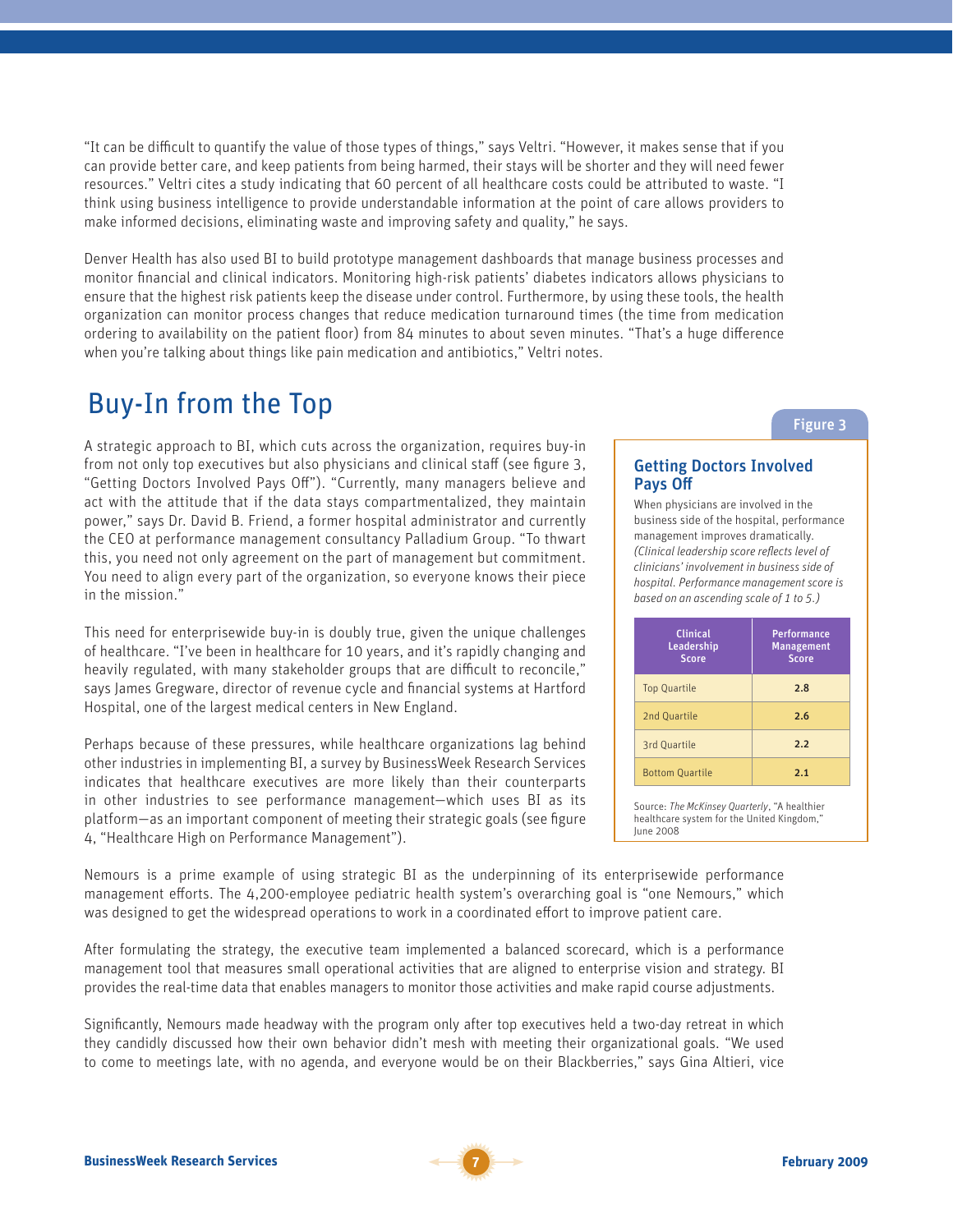"It can be difficult to quantify the value of those types of things," says Veltri. "However, it makes sense that if you can provide better care, and keep patients from being harmed, their stays will be shorter and they will need fewer resources." Veltri cites a study indicating that 60 percent of all healthcare costs could be attributed to waste. "I think using business intelligence to provide understandable information at the point of care allows providers to make informed decisions, eliminating waste and improving safety and quality," he says.

Denver Health has also used BI to build prototype management dashboards that manage business processes and monitor financial and clinical indicators. Monitoring high-risk patients' diabetes indicators allows physicians to ensure that the highest risk patients keep the disease under control. Furthermore, by using these tools, the health organization can monitor process changes that reduce medication turnaround times (the time from medication ordering to availability on the patient floor) from 84 minutes to about seven minutes. "That's a huge difference when you're talking about things like pain medication and antibiotics," Veltri notes.

## Buy-In from the Top

A strategic approach to BI, which cuts across the organization, requires buy-in from not only top executives but also physicians and clinical staff (see figure 3, "Getting Doctors Involved Pays Off"). "Currently, many managers believe and act with the attitude that if the data stays compartmentalized, they maintain power," says Dr. David B. Friend, a former hospital administrator and currently the CEO at performance management consultancy Palladium Group. "To thwart this, you need not only agreement on the part of management but commitment. You need to align every part of the organization, so everyone knows their piece in the mission."

This need for enterprisewide buy-in is doubly true, given the unique challenges of healthcare. "I've been in healthcare for 10 years, and it's rapidly changing and heavily regulated, with many stakeholder groups that are difficult to reconcile," says James Gregware, director of revenue cycle and financial systems at Hartford Hospital, one of the largest medical centers in New England.

Perhaps because of these pressures, while healthcare organizations lag behind other industries in implementing BI, a survey by BusinessWeek Research Services indicates that healthcare executives are more likely than their counterparts in other industries to see performance management—which uses BI as its platform—as an important component of meeting their strategic goals (see figure 4, "Healthcare High on Performance Management").

**Figure 3**

### Getting Doctors Involved Pays Off

When physicians are involved in the business side of the hospital, performance management improves dramatically. *(Clinical leadership score reflects level of clinicians' involvement in business side of hospital. Performance management score is based on an ascending scale of 1 to 5.)*

| Clinical Leadership Score | Performance Management Score |
|---|---|
| Top Quartile | 2.8 |
| 2nd Quartile | 2.6 |
| 3rd Quartile | 2.2 |
| Bottom Quartile | 2.1 |

Source: *The McKinsey Quarterly*, "A healthier healthcare system for the United Kingdom," June 2008

Nemours is a prime example of using strategic BI as the underpinning of its enterprisewide performance management efforts. The 4,200-employee pediatric health system's overarching goal is "one Nemours," which was designed to get the widespread operations to work in a coordinated effort to improve patient care.

After formulating the strategy, the executive team implemented a balanced scorecard, which is a performance management tool that measures small operational activities that are aligned to enterprise vision and strategy. BI provides the real-time data that enables managers to monitor those activities and make rapid course adjustments.

Significantly, Nemours made headway with the program only after top executives held a two-day retreat in which they candidly discussed how their own behavior didn't mesh with meeting their organizational goals. "We used to come to meetings late, with no agenda, and everyone would be on their Blackberries," says Gina Altieri, vice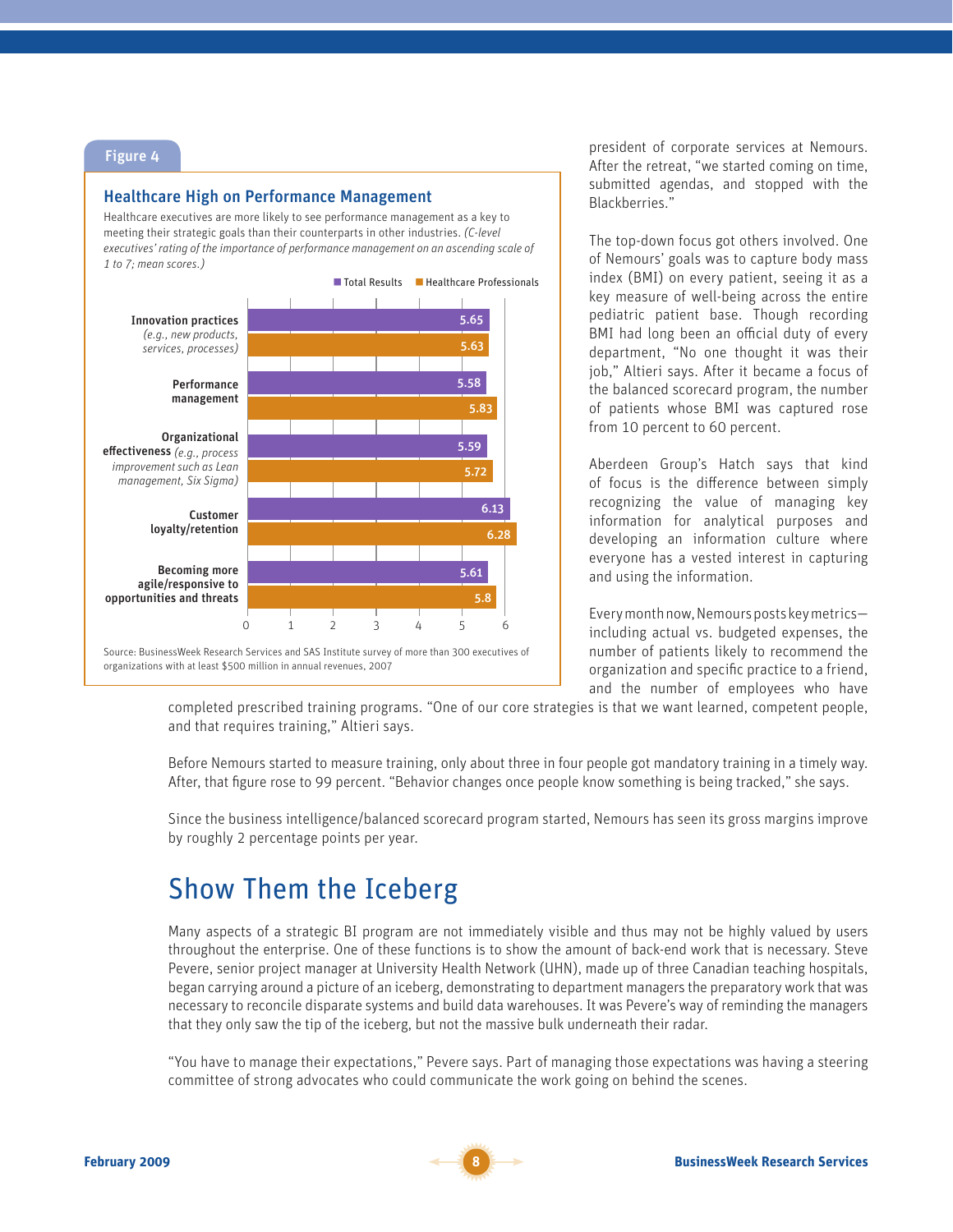Figure 4

### Healthcare High on Performance Management

Healthcare executives are more likely to see performance management as a key to meeting their strategic goals than their counterparts in other industries. *(C-level executives' rating of the importance of performance management on an ascending scale of 1 to 7; mean scores.)*

| | Total Results | Healthcare Professionals |
|---|---|---|
| Innovation practices *(e.g., new products, services, processes)* | 5.65 | 5.63 |
| Performance management | 5.58 | 5.83 |
| Organizational effectiveness *(e.g., process improvement such as Lean management, Six Sigma)* | 5.59 | 5.72 |
| Customer loyalty/retention | 6.13 | 6.28 |
| Becoming more agile/responsive to opportunities and threats | 5.61 | 5.8 |

Source: BusinessWeek Research Services and SAS Institute survey of more than 300 executives of organizations with at least $500 million in annual revenues, 2007

president of corporate services at Nemours. After the retreat, "we started coming on time, submitted agendas, and stopped with the Blackberries."

The top-down focus got others involved. One of Nemours' goals was to capture body mass index (BMI) on every patient, seeing it as a key measure of well-being across the entire pediatric patient base. Though recording BMI had long been an official duty of every department, "No one thought it was their job," Altieri says. After it became a focus of the balanced scorecard program, the number of patients whose BMI was captured rose from 10 percent to 60 percent.

Aberdeen Group's Hatch says that kind of focus is the difference between simply recognizing the value of managing key information for analytical purposes and developing an information culture where everyone has a vested interest in capturing and using the information.

Every month now, Nemours posts key metrics—including actual vs. budgeted expenses, the number of patients likely to recommend the organization and specific practice to a friend, and the number of employees who have completed prescribed training programs. "One of our core strategies is that we want learned, competent people, and that requires training," Altieri says.

Before Nemours started to measure training, only about three in four people got mandatory training in a timely way. After, that figure rose to 99 percent. "Behavior changes once people know something is being tracked," she says.

Since the business intelligence/balanced scorecard program started, Nemours has seen its gross margins improve by roughly 2 percentage points per year.

## Show Them the Iceberg

Many aspects of a strategic BI program are not immediately visible and thus may not be highly valued by users throughout the enterprise. One of these functions is to show the amount of back-end work that is necessary. Steve Pevere, senior project manager at University Health Network (UHN), made up of three Canadian teaching hospitals, began carrying around a picture of an iceberg, demonstrating to department managers the preparatory work that was necessary to reconcile disparate systems and build data warehouses. It was Pevere's way of reminding the managers that they only saw the tip of the iceberg, but not the massive bulk underneath their radar.

"You have to manage their expectations," Pevere says. Part of managing those expectations was having a steering committee of strong advocates who could communicate the work going on behind the scenes.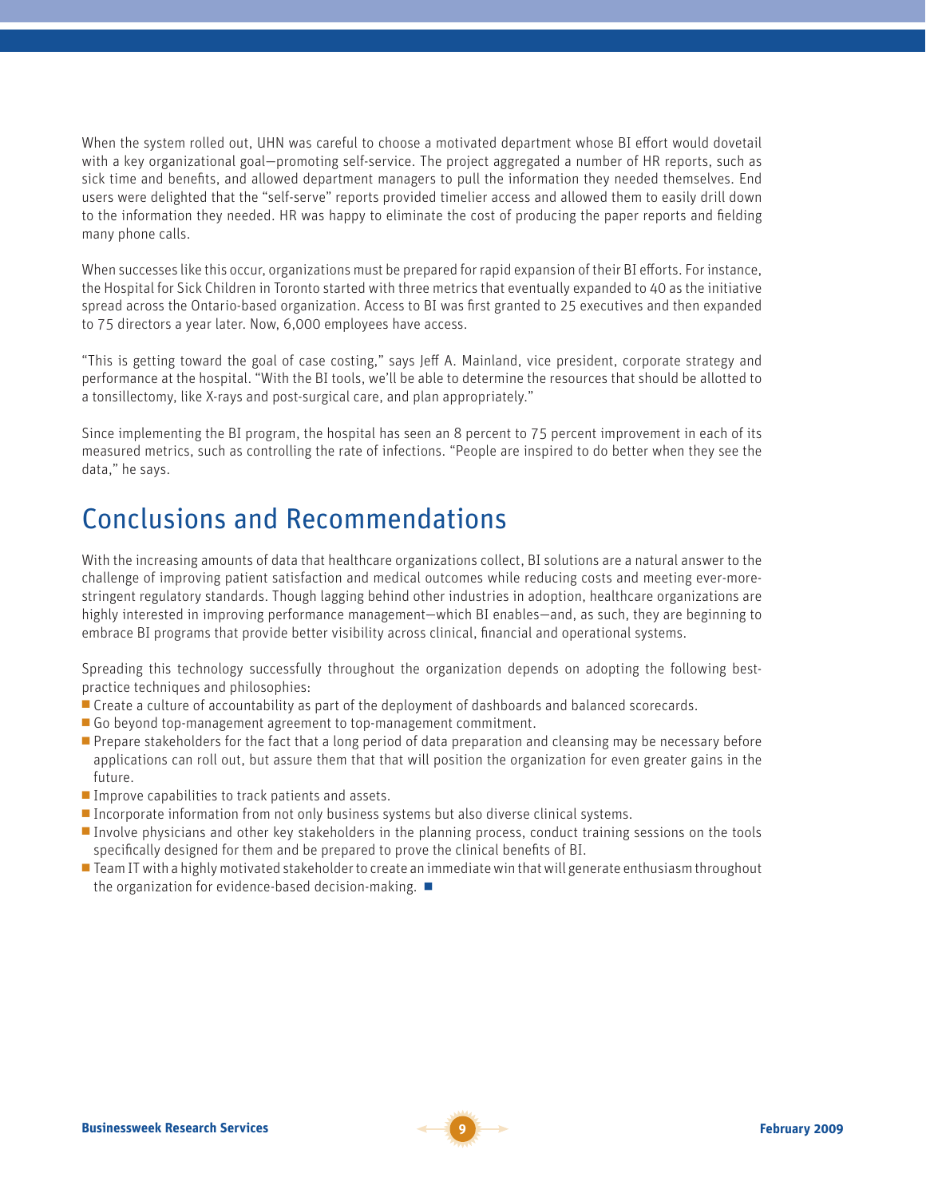When the system rolled out, UHN was careful to choose a motivated department whose BI effort would dovetail with a key organizational goal—promoting self-service. The project aggregated a number of HR reports, such as sick time and benefits, and allowed department managers to pull the information they needed themselves. End users were delighted that the "self-serve" reports provided timelier access and allowed them to easily drill down to the information they needed. HR was happy to eliminate the cost of producing the paper reports and fielding many phone calls.

When successes like this occur, organizations must be prepared for rapid expansion of their BI efforts. For instance, the Hospital for Sick Children in Toronto started with three metrics that eventually expanded to 40 as the initiative spread across the Ontario-based organization. Access to BI was first granted to 25 executives and then expanded to 75 directors a year later. Now, 6,000 employees have access.

"This is getting toward the goal of case costing," says Jeff A. Mainland, vice president, corporate strategy and performance at the hospital. "With the BI tools, we'll be able to determine the resources that should be allotted to a tonsillectomy, like X-rays and post-surgical care, and plan appropriately."

Since implementing the BI program, the hospital has seen an 8 percent to 75 percent improvement in each of its measured metrics, such as controlling the rate of infections. "People are inspired to do better when they see the data," he says.

## Conclusions and Recommendations

With the increasing amounts of data that healthcare organizations collect, BI solutions are a natural answer to the challenge of improving patient satisfaction and medical outcomes while reducing costs and meeting ever-more-stringent regulatory standards. Though lagging behind other industries in adoption, healthcare organizations are highly interested in improving performance management—which BI enables—and, as such, they are beginning to embrace BI programs that provide better visibility across clinical, financial and operational systems.

Spreading this technology successfully throughout the organization depends on adopting the following best-practice techniques and philosophies:

- Create a culture of accountability as part of the deployment of dashboards and balanced scorecards.
- Go beyond top-management agreement to top-management commitment.
- Prepare stakeholders for the fact that a long period of data preparation and cleansing may be necessary before applications can roll out, but assure them that that will position the organization for even greater gains in the future.
- Improve capabilities to track patients and assets.
- Incorporate information from not only business systems but also diverse clinical systems.
- Involve physicians and other key stakeholders in the planning process, conduct training sessions on the tools specifically designed for them and be prepared to prove the clinical benefits of BI.
- Team IT with a highly motivated stakeholder to create an immediate win that will generate enthusiasm throughout the organization for evidence-based decision-making. ■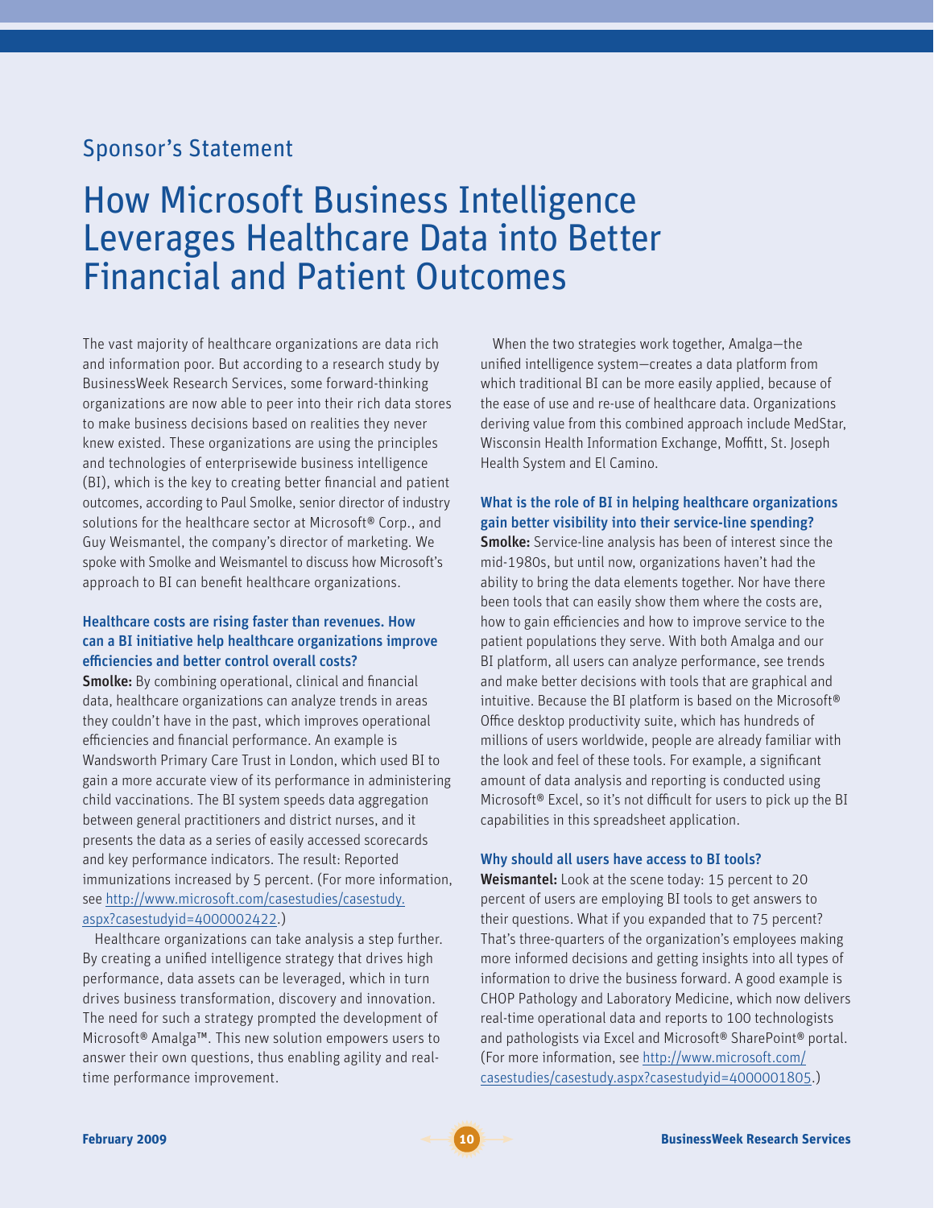## Sponsor's Statement

# How Microsoft Business Intelligence Leverages Healthcare Data into Better Financial and Patient Outcomes

The vast majority of healthcare organizations are data rich and information poor. But according to a research study by BusinessWeek Research Services, some forward-thinking organizations are now able to peer into their rich data stores to make business decisions based on realities they never knew existed. These organizations are using the principles and technologies of enterprisewide business intelligence (BI), which is the key to creating better financial and patient outcomes, according to Paul Smolke, senior director of industry solutions for the healthcare sector at Microsoft® Corp., and Guy Weismantel, the company's director of marketing. We spoke with Smolke and Weismantel to discuss how Microsoft's approach to BI can benefit healthcare organizations.

### Healthcare costs are rising faster than revenues. How can a BI initiative help healthcare organizations improve efficiencies and better control overall costs?

**Smolke:** By combining operational, clinical and financial data, healthcare organizations can analyze trends in areas they couldn't have in the past, which improves operational efficiencies and financial performance. An example is Wandsworth Primary Care Trust in London, which used BI to gain a more accurate view of its performance in administering child vaccinations. The BI system speeds data aggregation between general practitioners and district nurses, and it presents the data as a series of easily accessed scorecards and key performance indicators. The result: Reported immunizations increased by 5 percent. (For more information, see http://www.microsoft.com/casestudies/casestudy.aspx?casestudyid=4000002422.)

Healthcare organizations can take analysis a step further. By creating a unified intelligence strategy that drives high performance, data assets can be leveraged, which in turn drives business transformation, discovery and innovation. The need for such a strategy prompted the development of Microsoft® Amalga™. This new solution empowers users to answer their own questions, thus enabling agility and real-time performance improvement.

When the two strategies work together, Amalga—the unified intelligence system—creates a data platform from which traditional BI can be more easily applied, because of the ease of use and re-use of healthcare data. Organizations deriving value from this combined approach include MedStar, Wisconsin Health Information Exchange, Moffitt, St. Joseph Health System and El Camino.

### What is the role of BI in helping healthcare organizations gain better visibility into their service-line spending?

**Smolke:** Service-line analysis has been of interest since the mid-1980s, but until now, organizations haven't had the ability to bring the data elements together. Nor have there been tools that can easily show them where the costs are, how to gain efficiencies and how to improve service to the patient populations they serve. With both Amalga and our BI platform, all users can analyze performance, see trends and make better decisions with tools that are graphical and intuitive. Because the BI platform is based on the Microsoft® Office desktop productivity suite, which has hundreds of millions of users worldwide, people are already familiar with the look and feel of these tools. For example, a significant amount of data analysis and reporting is conducted using Microsoft® Excel, so it's not difficult for users to pick up the BI capabilities in this spreadsheet application.

### Why should all users have access to BI tools?

**Weismantel:** Look at the scene today: 15 percent to 20 percent of users are employing BI tools to get answers to their questions. What if you expanded that to 75 percent? That's three-quarters of the organization's employees making more informed decisions and getting insights into all types of information to drive the business forward. A good example is CHOP Pathology and Laboratory Medicine, which now delivers real-time operational data and reports to 100 technologists and pathologists via Excel and Microsoft® SharePoint® portal. (For more information, see http://www.microsoft.com/casestudies/casestudy.aspx?casestudyid=4000001805.)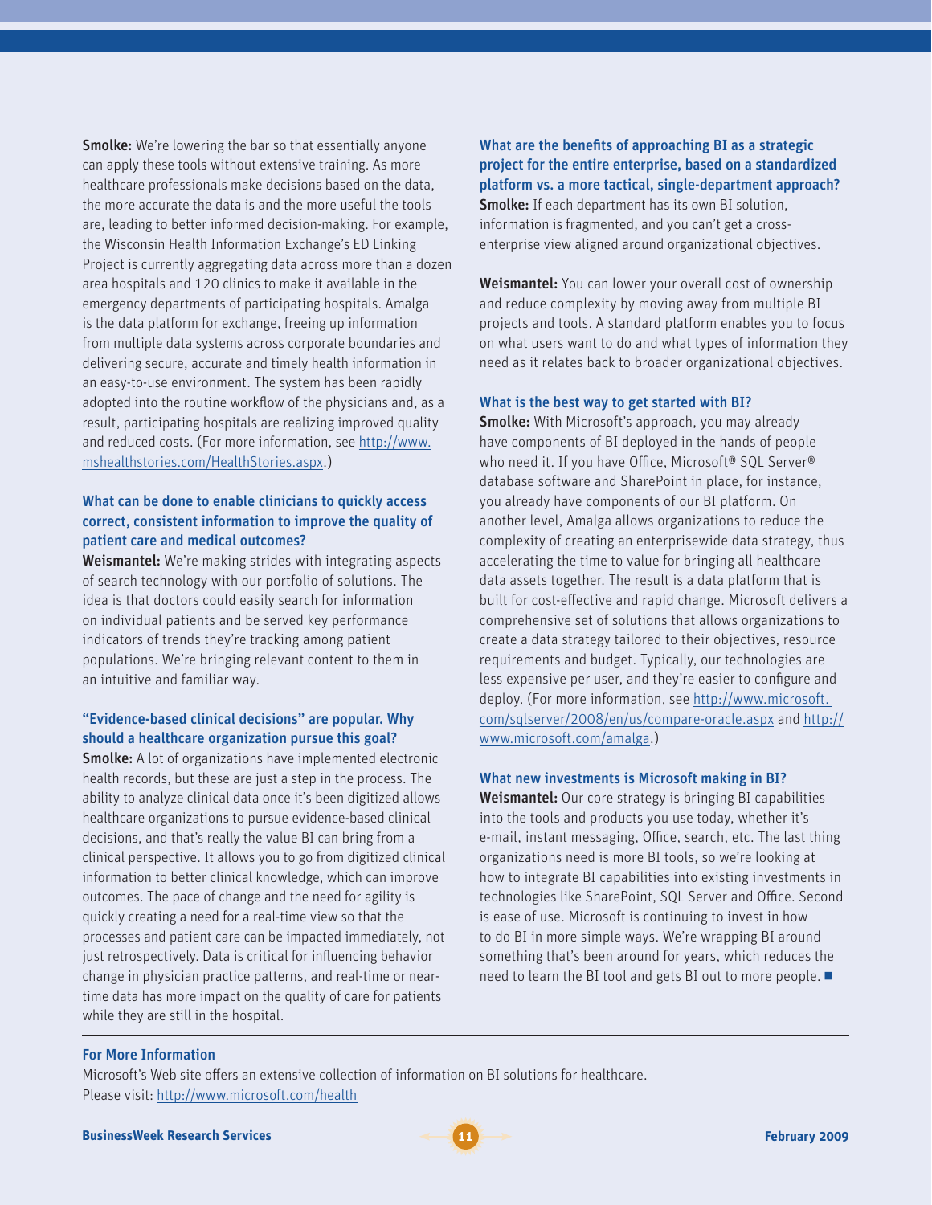**Smolke:** We're lowering the bar so that essentially anyone can apply these tools without extensive training. As more healthcare professionals make decisions based on the data, the more accurate the data is and the more useful the tools are, leading to better informed decision-making. For example, the Wisconsin Health Information Exchange's ED Linking Project is currently aggregating data across more than a dozen area hospitals and 120 clinics to make it available in the emergency departments of participating hospitals. Amalga is the data platform for exchange, freeing up information from multiple data systems across corporate boundaries and delivering secure, accurate and timely health information in an easy-to-use environment. The system has been rapidly adopted into the routine workflow of the physicians and, as a result, participating hospitals are realizing improved quality and reduced costs. (For more information, see http://www.mshealthstories.com/HealthStories.aspx.)

### What can be done to enable clinicians to quickly access correct, consistent information to improve the quality of patient care and medical outcomes?

**Weismantel:** We're making strides with integrating aspects of search technology with our portfolio of solutions. The idea is that doctors could easily search for information on individual patients and be served key performance indicators of trends they're tracking among patient populations. We're bringing relevant content to them in an intuitive and familiar way.

### "Evidence-based clinical decisions" are popular. Why should a healthcare organization pursue this goal?

**Smolke:** A lot of organizations have implemented electronic health records, but these are just a step in the process. The ability to analyze clinical data once it's been digitized allows healthcare organizations to pursue evidence-based clinical decisions, and that's really the value BI can bring from a clinical perspective. It allows you to go from digitized clinical information to better clinical knowledge, which can improve outcomes. The pace of change and the need for agility is quickly creating a need for a real-time view so that the processes and patient care can be impacted immediately, not just retrospectively. Data is critical for influencing behavior change in physician practice patterns, and real-time or near-time data has more impact on the quality of care for patients while they are still in the hospital.

### What are the benefits of approaching BI as a strategic project for the entire enterprise, based on a standardized platform vs. a more tactical, single-department approach?

**Smolke:** If each department has its own BI solution, information is fragmented, and you can't get a cross-enterprise view aligned around organizational objectives.

**Weismantel:** You can lower your overall cost of ownership and reduce complexity by moving away from multiple BI projects and tools. A standard platform enables you to focus on what users want to do and what types of information they need as it relates back to broader organizational objectives.

### What is the best way to get started with BI?

**Smolke:** With Microsoft's approach, you may already have components of BI deployed in the hands of people who need it. If you have Office, Microsoft® SQL Server® database software and SharePoint in place, for instance, you already have components of our BI platform. On another level, Amalga allows organizations to reduce the complexity of creating an enterprisewide data strategy, thus accelerating the time to value for bringing all healthcare data assets together. The result is a data platform that is built for cost-effective and rapid change. Microsoft delivers a comprehensive set of solutions that allows organizations to create a data strategy tailored to their objectives, resource requirements and budget. Typically, our technologies are less expensive per user, and they're easier to configure and deploy. (For more information, see http://www.microsoft.com/sqlserver/2008/en/us/compare-oracle.aspx and http://www.microsoft.com/amalga.)

### What new investments is Microsoft making in BI?

**Weismantel:** Our core strategy is bringing BI capabilities into the tools and products you use today, whether it's e-mail, instant messaging, Office, search, etc. The last thing organizations need is more BI tools, so we're looking at how to integrate BI capabilities into existing investments in technologies like SharePoint, SQL Server and Office. Second is ease of use. Microsoft is continuing to invest in how to do BI in more simple ways. We're wrapping BI around something that's been around for years, which reduces the need to learn the BI tool and gets BI out to more people. ■

---

### For More Information

Microsoft's Web site offers an extensive collection of information on BI solutions for healthcare.
Please visit: http://www.microsoft.com/health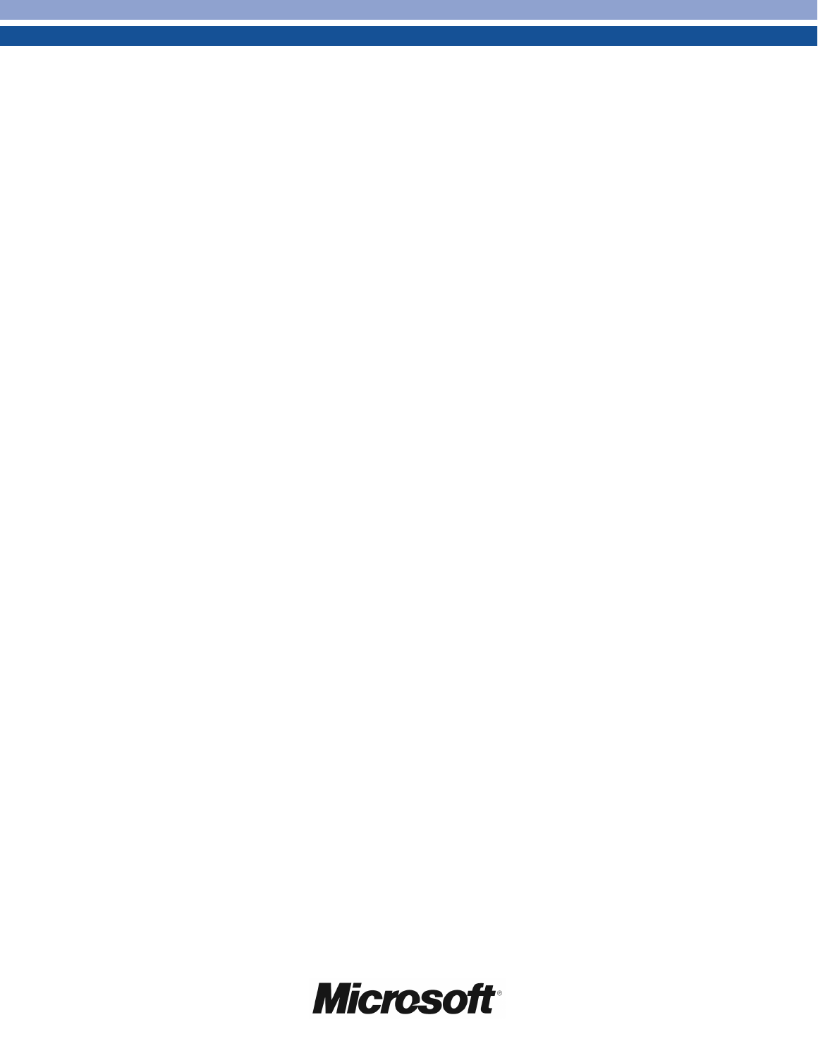Microsoft®